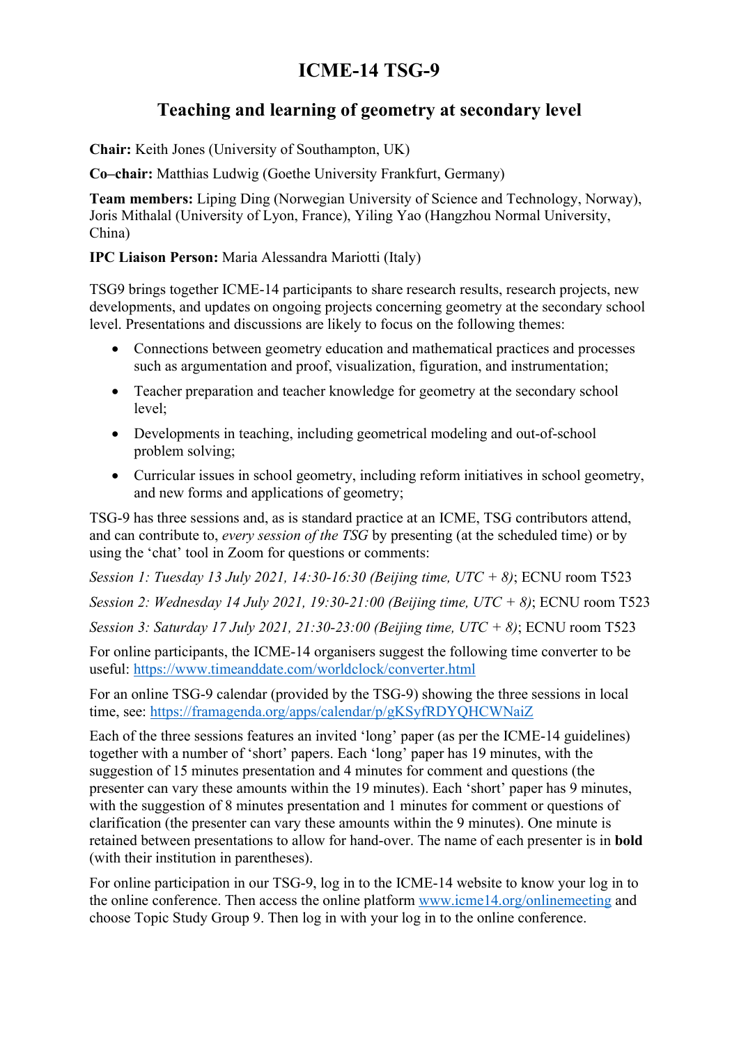# ICME-14 TSG-9

## Teaching and learning of geometry at secondary level

**Chair:** Keith Jones (University of Southampton, UK)

**Co–chair:** Matthias Ludwig (Goethe University Frankfurt, Germany)

**Team members:** Liping Ding (Norwegian University of Science and Technology, Norway), Joris Mithalal (University of Lyon, France), Yiling Yao (Hangzhou Normal University, China)

**IPC Liaison Person:** Maria Alessandra Mariotti (Italy)

TSG9 brings together ICME-14 participants to share research results, research projects, new developments, and updates on ongoing projects concerning geometry at the secondary school level. Presentations and discussions are likely to focus on the following themes:

- Connections between geometry education and mathematical practices and processes such as argumentation and proof, visualization, figuration, and instrumentation;
- Teacher preparation and teacher knowledge for geometry at the secondary school level;
- Developments in teaching, including geometrical modeling and out-of-school problem solving;
- Curricular issues in school geometry, including reform initiatives in school geometry, and new forms and applications of geometry;

TSG-9 has three sessions and, as is standard practice at an ICME, TSG contributors attend, and can contribute to, *every session of the TSG* by presenting (at the scheduled time) or by using the 'chat' tool in Zoom for questions or comments:

*Session 1: Tuesday 13 July 2021, 14:30-16:30 (Beijing time, UTC + 8)*; ECNU room T523

*Session 2: Wednesday 14 July 2021, 19:30-21:00 (Beijing time, UTC + 8)*; ECNU room T523

*Session 3: Saturday 17 July 2021, 21:30-23:00 (Beijing time, UTC + 8)*; ECNU room T523

For online participants, the ICME-14 organisers suggest the following time converter to be useful: https://www.timeanddate.com/worldclock/converter.html

For an online TSG-9 calendar (provided by the TSG-9) showing the three sessions in local time, see: https://framagenda.org/apps/calendar/p/gKSyfRDYQHCWNaiZ

Each of the three sessions features an invited 'long' paper (as per the ICME-14 guidelines) together with a number of 'short' papers. Each 'long' paper has 19 minutes, with the suggestion of 15 minutes presentation and 4 minutes for comment and questions (the presenter can vary these amounts within the 19 minutes). Each 'short' paper has 9 minutes, with the suggestion of 8 minutes presentation and 1 minutes for comment or questions of clarification (the presenter can vary these amounts within the 9 minutes). One minute is retained between presentations to allow for hand-over. The name of each presenter is in **bold** (with their institution in parentheses).

For online participation in our TSG-9, log in to the ICME-14 website to know your log in to the online conference. Then access the online platform www.icme14.org/onlinemeeting and choose Topic Study Group 9. Then log in with your log in to the online conference.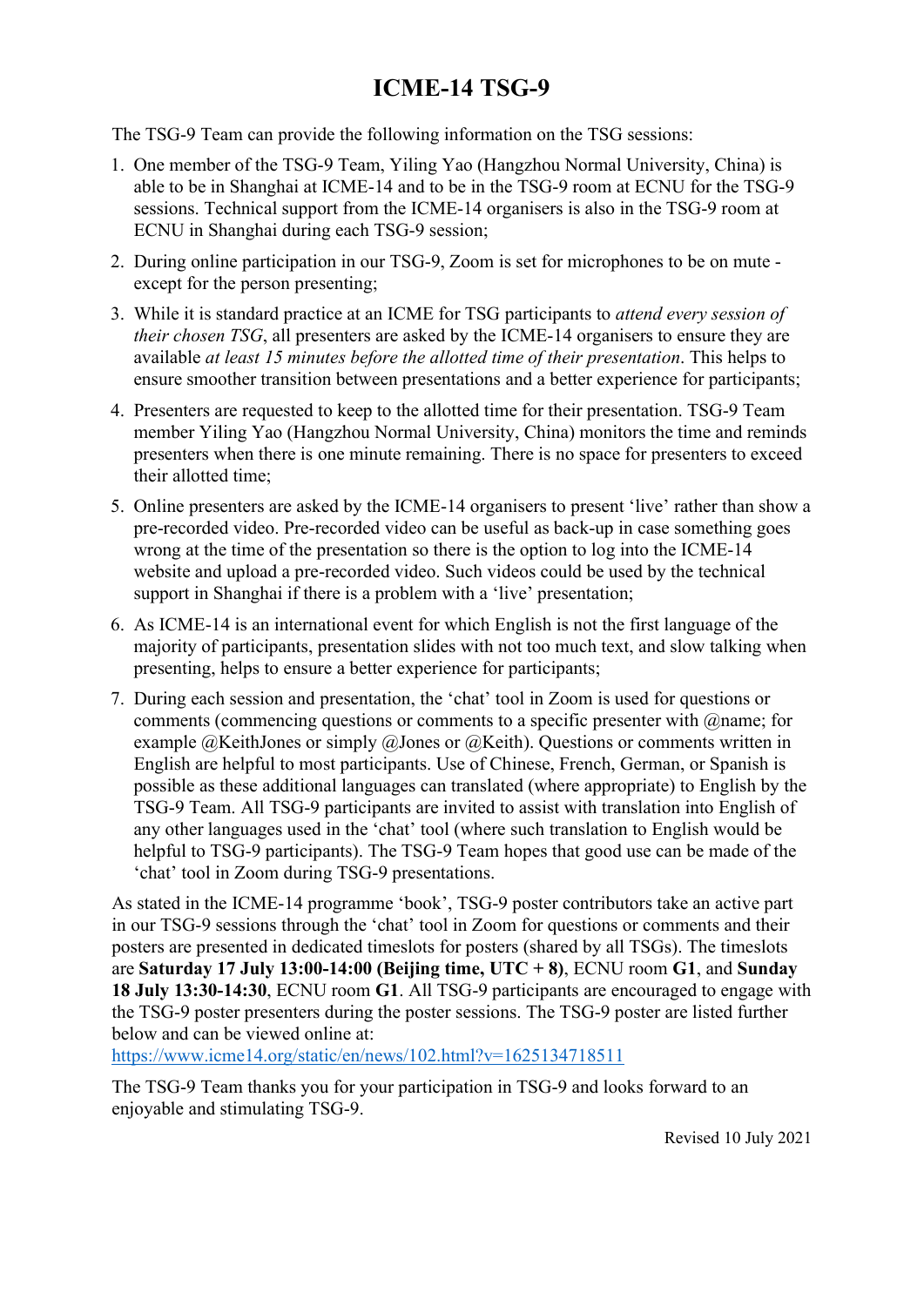# ICME-14 TSG-9

The TSG-9 Team can provide the following information on the TSG sessions:

1. One member of the TSG-9 Team, Yiling Yao (Hangzhou Normal University, China) is able to be in Shanghai at ICME-14 and to be in the TSG-9 room at ECNU for the TSG-9 sessions. Technical support from the ICME-14 organisers is also in the TSG-9 room at ECNU in Shanghai during each TSG-9 session;
2. During online participation in our TSG-9, Zoom is set for microphones to be on mute - except for the person presenting;
3. While it is standard practice at an ICME for TSG participants to *attend every session of their chosen TSG*, all presenters are asked by the ICME-14 organisers to ensure they are available *at least 15 minutes before the allotted time of their presentation*. This helps to ensure smoother transition between presentations and a better experience for participants;
4. Presenters are requested to keep to the allotted time for their presentation. TSG-9 Team member Yiling Yao (Hangzhou Normal University, China) monitors the time and reminds presenters when there is one minute remaining. There is no space for presenters to exceed their allotted time;
5. Online presenters are asked by the ICME-14 organisers to present 'live' rather than show a pre-recorded video. Pre-recorded video can be useful as back-up in case something goes wrong at the time of the presentation so there is the option to log into the ICME-14 website and upload a pre-recorded video. Such videos could be used by the technical support in Shanghai if there is a problem with a 'live' presentation;
6. As ICME-14 is an international event for which English is not the first language of the majority of participants, presentation slides with not too much text, and slow talking when presenting, helps to ensure a better experience for participants;
7. During each session and presentation, the 'chat' tool in Zoom is used for questions or comments (commencing questions or comments to a specific presenter with @name; for example @KeithJones or simply @Jones or @Keith). Questions or comments written in English are helpful to most participants. Use of Chinese, French, German, or Spanish is possible as these additional languages can translated (where appropriate) to English by the TSG-9 Team. All TSG-9 participants are invited to assist with translation into English of any other languages used in the 'chat' tool (where such translation to English would be helpful to TSG-9 participants). The TSG-9 Team hopes that good use can be made of the 'chat' tool in Zoom during TSG-9 presentations.

As stated in the ICME-14 programme 'book', TSG-9 poster contributors take an active part in our TSG-9 sessions through the 'chat' tool in Zoom for questions or comments and their posters are presented in dedicated timeslots for posters (shared by all TSGs). The timeslots are **Saturday 17 July 13:00-14:00 (Beijing time, UTC + 8)**, ECNU room **G1**, and **Sunday 18 July 13:30-14:30**, ECNU room **G1**. All TSG-9 participants are encouraged to engage with the TSG-9 poster presenters during the poster sessions. The TSG-9 poster are listed further below and can be viewed online at:
https://www.icme14.org/static/en/news/102.html?v=1625134718511

The TSG-9 Team thanks you for your participation in TSG-9 and looks forward to an enjoyable and stimulating TSG-9.

Revised 10 July 2021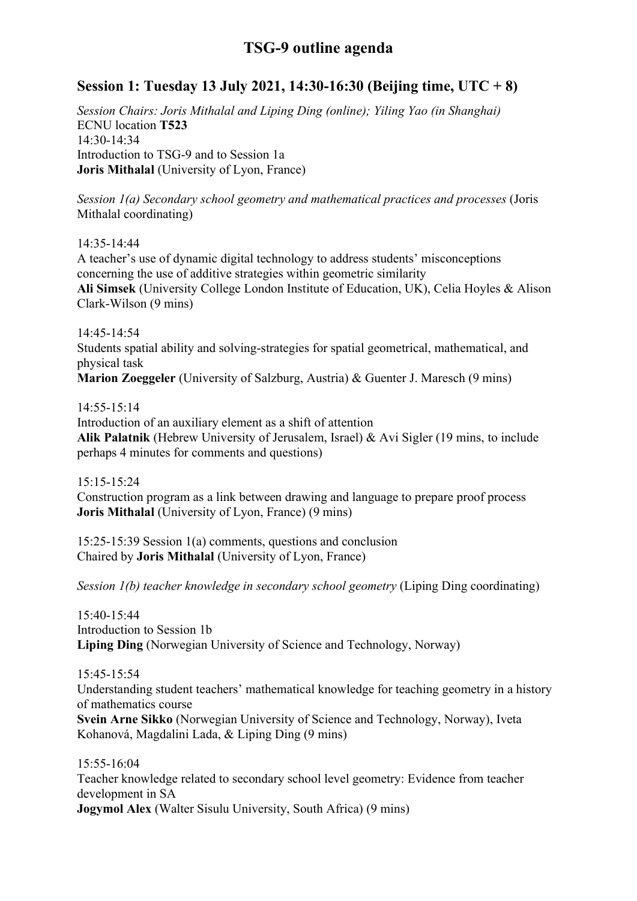# TSG-9 outline agenda

## Session 1: Tuesday 13 July 2021, 14:30-16:30 (Beijing time, UTC + 8)

*Session Chairs: Joris Mithalal and Liping Ding (online); Yiling Yao (in Shanghai)*
ECNU location **T523**
14:30-14:34
Introduction to TSG-9 and to Session 1a
**Joris Mithalal** (University of Lyon, France)

*Session 1(a) Secondary school geometry and mathematical practices and processes* (Joris Mithalal coordinating)

14:35-14:44
A teacher's use of dynamic digital technology to address students' misconceptions concerning the use of additive strategies within geometric similarity
**Ali Simsek** (University College London Institute of Education, UK), Celia Hoyles & Alison Clark-Wilson (9 mins)

14:45-14:54
Students spatial ability and solving-strategies for spatial geometrical, mathematical, and physical task
**Marion Zoeggeler** (University of Salzburg, Austria) & Guenter J. Maresch (9 mins)

14:55-15:14
Introduction of an auxiliary element as a shift of attention
**Alik Palatnik** (Hebrew University of Jerusalem, Israel) & Avi Sigler (19 mins, to include perhaps 4 minutes for comments and questions)

15:15-15:24
Construction program as a link between drawing and language to prepare proof process
**Joris Mithalal** (University of Lyon, France) (9 mins)

15:25-15:39 Session 1(a) comments, questions and conclusion
Chaired by **Joris Mithalal** (University of Lyon, France)

*Session 1(b) teacher knowledge in secondary school geometry* (Liping Ding coordinating)

15:40-15:44
Introduction to Session 1b
**Liping Ding** (Norwegian University of Science and Technology, Norway)

15:45-15:54
Understanding student teachers' mathematical knowledge for teaching geometry in a history of mathematics course
**Svein Arne Sikko** (Norwegian University of Science and Technology, Norway), Iveta Kohanová, Magdalini Lada, & Liping Ding (9 mins)

15:55-16:04
Teacher knowledge related to secondary school level geometry: Evidence from teacher development in SA
**Jogymol Alex** (Walter Sisulu University, South Africa) (9 mins)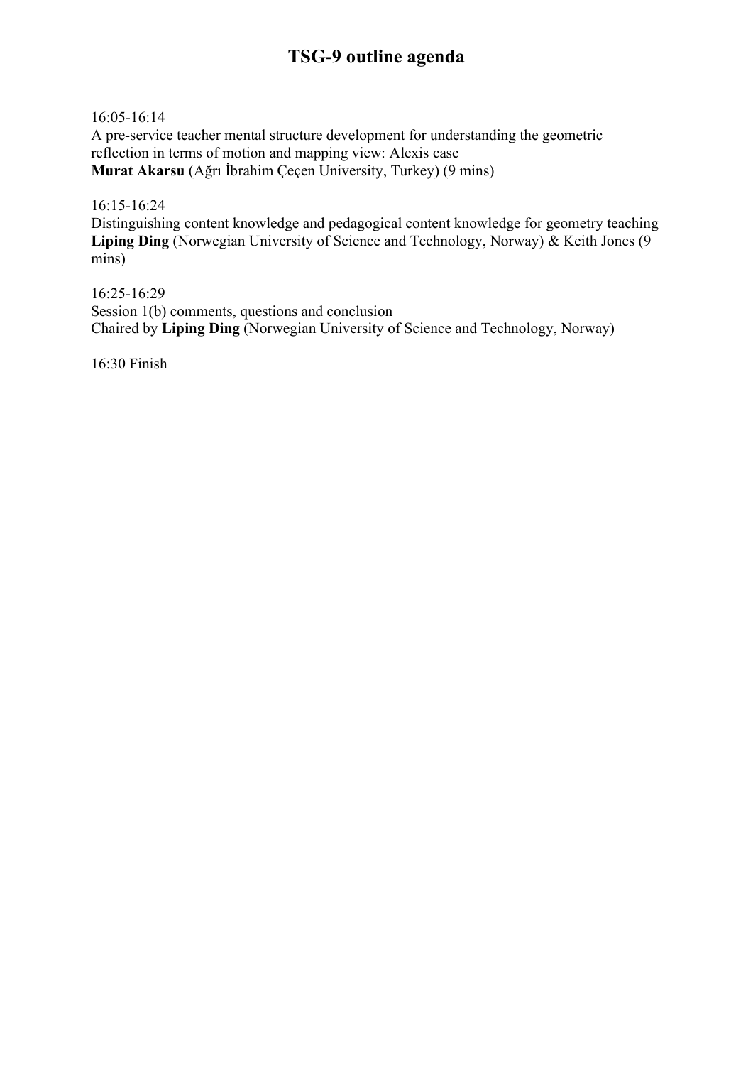# TSG-9 outline agenda

16:05-16:14
A pre-service teacher mental structure development for understanding the geometric reflection in terms of motion and mapping view: Alexis case
**Murat Akarsu** (Ağrı İbrahim Çeçen University, Turkey) (9 mins)

16:15-16:24
Distinguishing content knowledge and pedagogical content knowledge for geometry teaching
**Liping Ding** (Norwegian University of Science and Technology, Norway) & Keith Jones (9 mins)

16:25-16:29
Session 1(b) comments, questions and conclusion
Chaired by **Liping Ding** (Norwegian University of Science and Technology, Norway)

16:30 Finish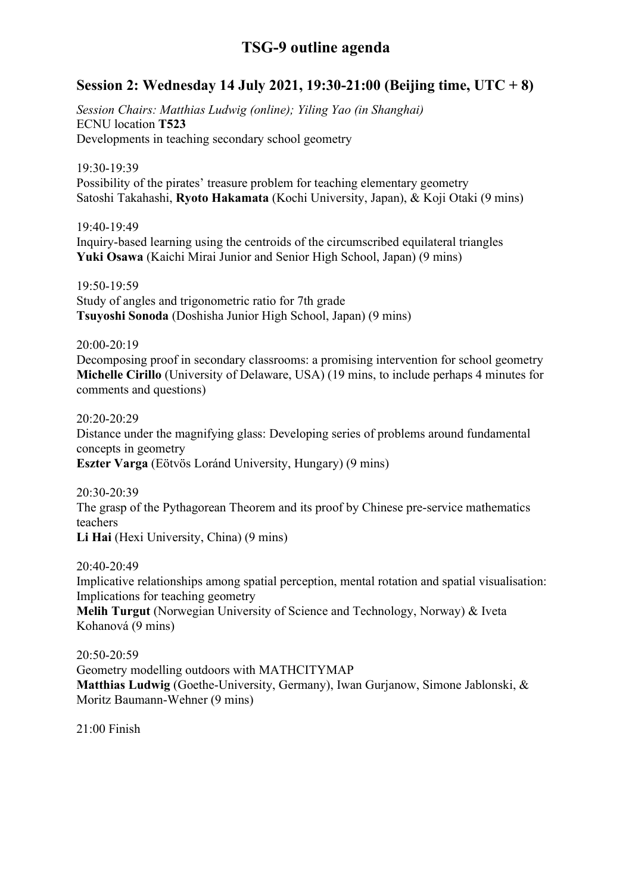# TSG-9 outline agenda

## Session 2: Wednesday 14 July 2021, 19:30-21:00 (Beijing time, UTC + 8)

*Session Chairs: Matthias Ludwig (online); Yiling Yao (in Shanghai)*
ECNU location **T523**
Developments in teaching secondary school geometry

19:30-19:39
Possibility of the pirates' treasure problem for teaching elementary geometry
Satoshi Takahashi, **Ryoto Hakamata** (Kochi University, Japan), & Koji Otaki (9 mins)

19:40-19:49
Inquiry-based learning using the centroids of the circumscribed equilateral triangles
**Yuki Osawa** (Kaichi Mirai Junior and Senior High School, Japan) (9 mins)

19:50-19:59
Study of angles and trigonometric ratio for 7th grade
**Tsuyoshi Sonoda** (Doshisha Junior High School, Japan) (9 mins)

20:00-20:19
Decomposing proof in secondary classrooms: a promising intervention for school geometry
**Michelle Cirillo** (University of Delaware, USA) (19 mins, to include perhaps 4 minutes for comments and questions)

20:20-20:29
Distance under the magnifying glass: Developing series of problems around fundamental concepts in geometry
**Eszter Varga** (Eötvös Loránd University, Hungary) (9 mins)

20:30-20:39
The grasp of the Pythagorean Theorem and its proof by Chinese pre-service mathematics teachers
**Li Hai** (Hexi University, China) (9 mins)

20:40-20:49
Implicative relationships among spatial perception, mental rotation and spatial visualisation: Implications for teaching geometry
**Melih Turgut** (Norwegian University of Science and Technology, Norway) & Iveta Kohanová (9 mins)

20:50-20:59
Geometry modelling outdoors with MATHCITYMAP
**Matthias Ludwig** (Goethe-University, Germany), Iwan Gurjanow, Simone Jablonski, & Moritz Baumann-Wehner (9 mins)

21:00 Finish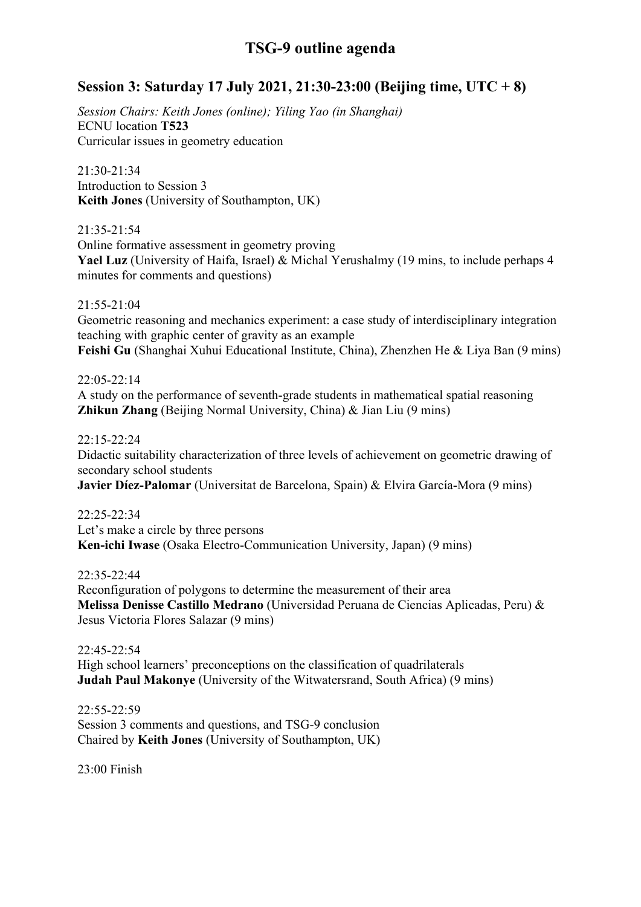# TSG-9 outline agenda

## Session 3: Saturday 17 July 2021, 21:30-23:00 (Beijing time, UTC + 8)

*Session Chairs: Keith Jones (online); Yiling Yao (in Shanghai)*
ECNU location **T523**
Curricular issues in geometry education

21:30-21:34
Introduction to Session 3
**Keith Jones** (University of Southampton, UK)

21:35-21:54
Online formative assessment in geometry proving
**Yael Luz** (University of Haifa, Israel) & Michal Yerushalmy (19 mins, to include perhaps 4 minutes for comments and questions)

21:55-21:04
Geometric reasoning and mechanics experiment: a case study of interdisciplinary integration teaching with graphic center of gravity as an example
**Feishi Gu** (Shanghai Xuhui Educational Institute, China), Zhenzhen He & Liya Ban (9 mins)

22:05-22:14
A study on the performance of seventh-grade students in mathematical spatial reasoning
**Zhikun Zhang** (Beijing Normal University, China) & Jian Liu (9 mins)

22:15-22:24
Didactic suitability characterization of three levels of achievement on geometric drawing of secondary school students
**Javier Díez-Palomar** (Universitat de Barcelona, Spain) & Elvira García-Mora (9 mins)

22:25-22:34
Let's make a circle by three persons
**Ken-ichi Iwase** (Osaka Electro-Communication University, Japan) (9 mins)

22:35-22:44
Reconfiguration of polygons to determine the measurement of their area
**Melissa Denisse Castillo Medrano** (Universidad Peruana de Ciencias Aplicadas, Peru) & Jesus Victoria Flores Salazar (9 mins)

22:45-22:54
High school learners' preconceptions on the classification of quadrilaterals
**Judah Paul Makonye** (University of the Witwatersrand, South Africa) (9 mins)

22:55-22:59
Session 3 comments and questions, and TSG-9 conclusion
Chaired by **Keith Jones** (University of Southampton, UK)

23:00 Finish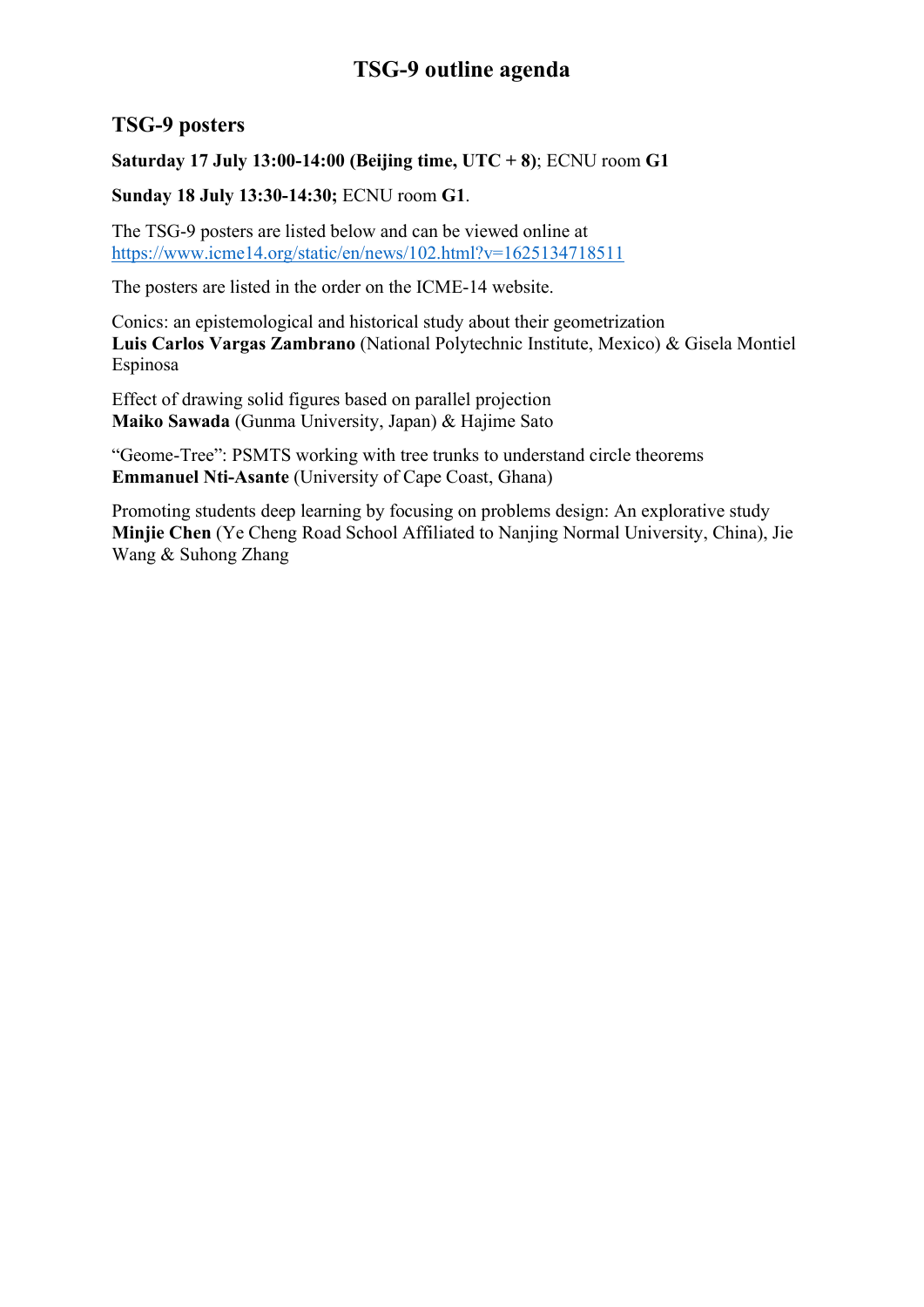# TSG-9 outline agenda

## TSG-9 posters

**Saturday 17 July 13:00-14:00 (Beijing time, UTC + 8)**; ECNU room **G1**

**Sunday 18 July 13:30-14:30;** ECNU room **G1**.

The TSG-9 posters are listed below and can be viewed online at https://www.icme14.org/static/en/news/102.html?v=1625134718511

The posters are listed in the order on the ICME-14 website.

Conics: an epistemological and historical study about their geometrization
**Luis Carlos Vargas Zambrano** (National Polytechnic Institute, Mexico) & Gisela Montiel Espinosa

Effect of drawing solid figures based on parallel projection
**Maiko Sawada** (Gunma University, Japan) & Hajime Sato

"Geome-Tree": PSMTS working with tree trunks to understand circle theorems
**Emmanuel Nti-Asante** (University of Cape Coast, Ghana)

Promoting students deep learning by focusing on problems design: An explorative study
**Minjie Chen** (Ye Cheng Road School Affiliated to Nanjing Normal University, China), Jie Wang & Suhong Zhang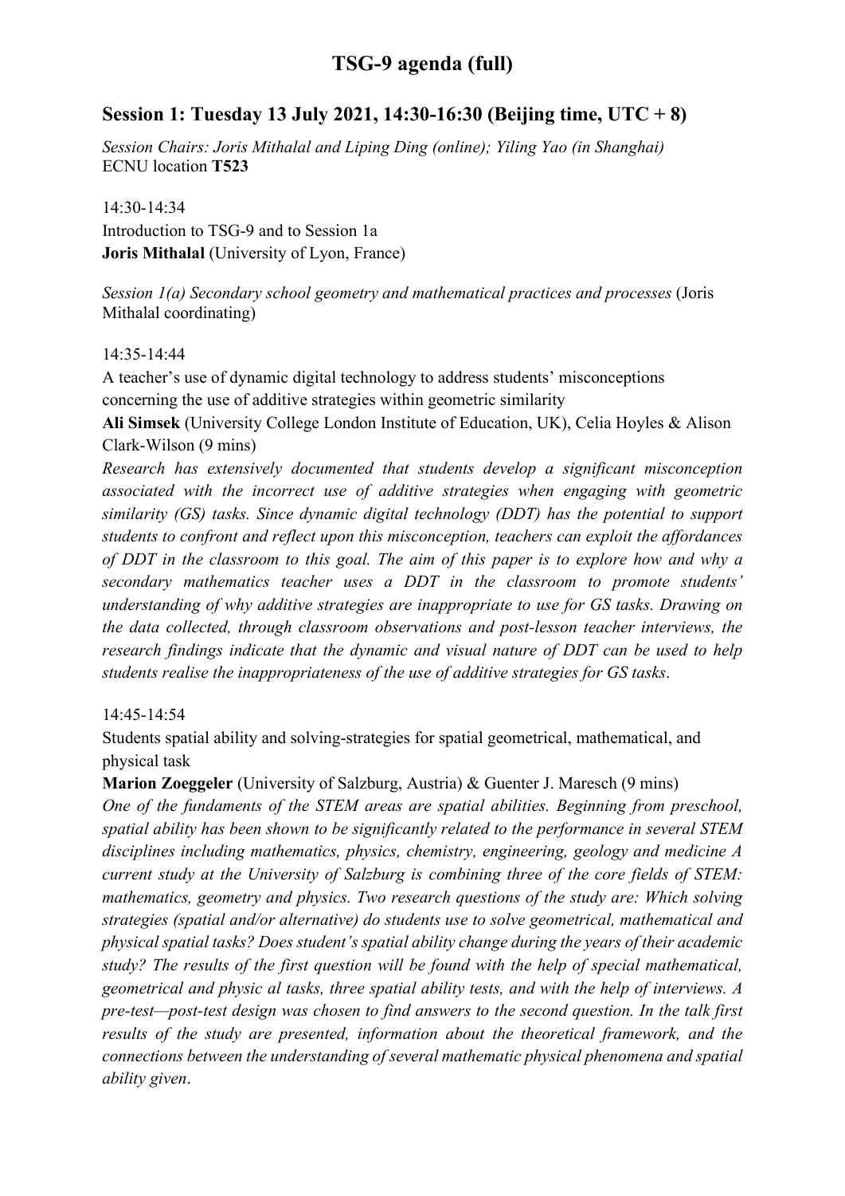# TSG-9 agenda (full)

## Session 1: Tuesday 13 July 2021, 14:30-16:30 (Beijing time, UTC + 8)

*Session Chairs: Joris Mithalal and Liping Ding (online); Yiling Yao (in Shanghai)*
ECNU location **T523**

14:30-14:34
Introduction to TSG-9 and to Session 1a
**Joris Mithalal** (University of Lyon, France)

*Session 1(a) Secondary school geometry and mathematical practices and processes* (Joris Mithalal coordinating)

14:35-14:44
A teacher's use of dynamic digital technology to address students' misconceptions concerning the use of additive strategies within geometric similarity
**Ali Simsek** (University College London Institute of Education, UK), Celia Hoyles & Alison Clark-Wilson (9 mins)
*Research has extensively documented that students develop a significant misconception associated with the incorrect use of additive strategies when engaging with geometric similarity (GS) tasks. Since dynamic digital technology (DDT) has the potential to support students to confront and reflect upon this misconception, teachers can exploit the affordances of DDT in the classroom to this goal. The aim of this paper is to explore how and why a secondary mathematics teacher uses a DDT in the classroom to promote students' understanding of why additive strategies are inappropriate to use for GS tasks. Drawing on the data collected, through classroom observations and post-lesson teacher interviews, the research findings indicate that the dynamic and visual nature of DDT can be used to help students realise the inappropriateness of the use of additive strategies for GS tasks*.

14:45-14:54
Students spatial ability and solving-strategies for spatial geometrical, mathematical, and physical task
**Marion Zoeggeler** (University of Salzburg, Austria) & Guenter J. Maresch (9 mins)
*One of the fundaments of the STEM areas are spatial abilities. Beginning from preschool, spatial ability has been shown to be significantly related to the performance in several STEM disciplines including mathematics, physics, chemistry, engineering, geology and medicine A current study at the University of Salzburg is combining three of the core fields of STEM: mathematics, geometry and physics. Two research questions of the study are: Which solving strategies (spatial and/or alternative) do students use to solve geometrical, mathematical and physical spatial tasks? Does student's spatial ability change during the years of their academic study? The results of the first question will be found with the help of special mathematical, geometrical and physic al tasks, three spatial ability tests, and with the help of interviews. A pre-test—post-test design was chosen to find answers to the second question. In the talk first results of the study are presented, information about the theoretical framework, and the connections between the understanding of several mathematic physical phenomena and spatial ability given*.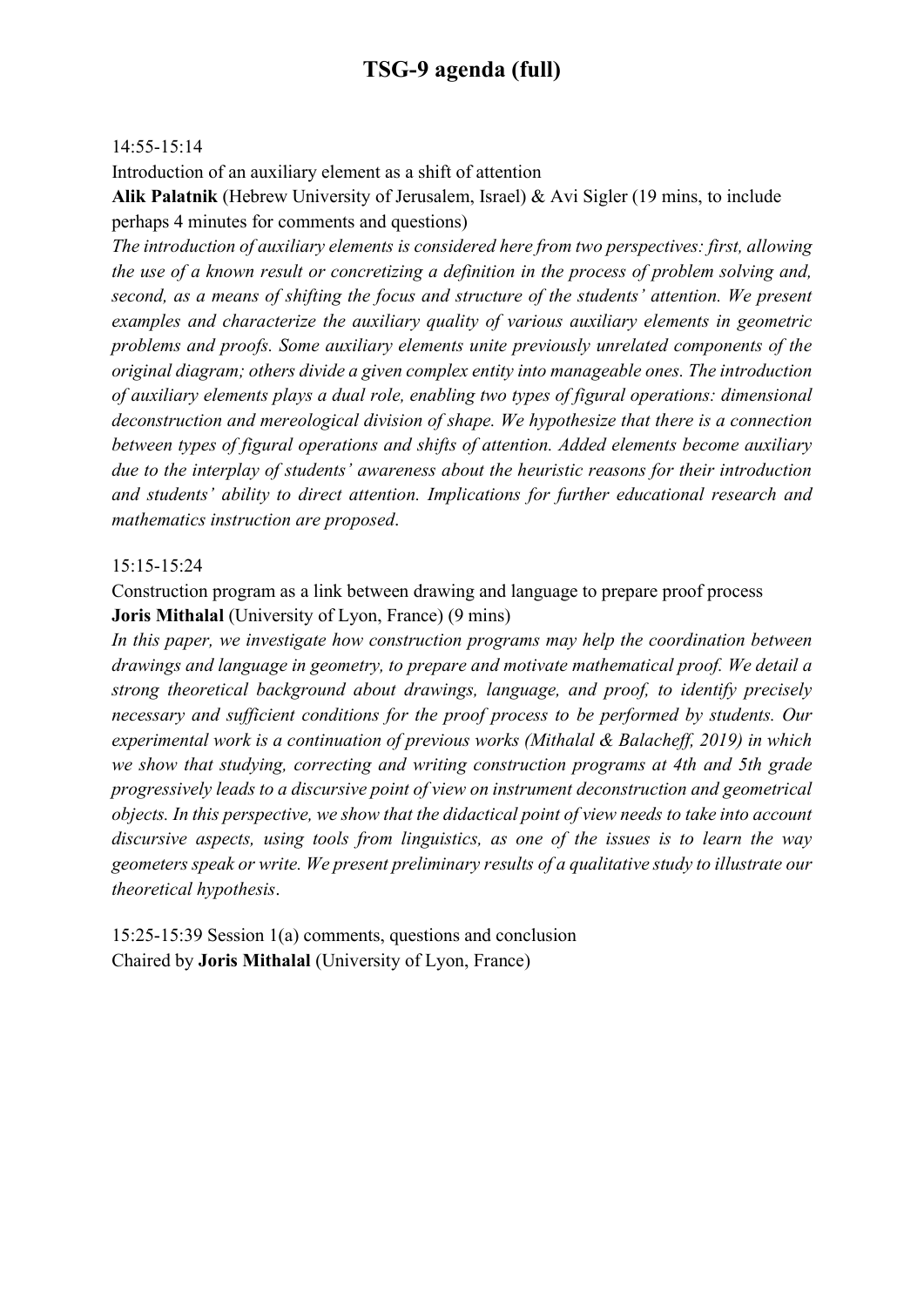# TSG-9 agenda (full)

14:55-15:14

Introduction of an auxiliary element as a shift of attention

**Alik Palatnik** (Hebrew University of Jerusalem, Israel) & Avi Sigler (19 mins, to include perhaps 4 minutes for comments and questions)

*The introduction of auxiliary elements is considered here from two perspectives: first, allowing the use of a known result or concretizing a definition in the process of problem solving and, second, as a means of shifting the focus and structure of the students' attention. We present examples and characterize the auxiliary quality of various auxiliary elements in geometric problems and proofs. Some auxiliary elements unite previously unrelated components of the original diagram; others divide a given complex entity into manageable ones. The introduction of auxiliary elements plays a dual role, enabling two types of figural operations: dimensional deconstruction and mereological division of shape. We hypothesize that there is a connection between types of figural operations and shifts of attention. Added elements become auxiliary due to the interplay of students' awareness about the heuristic reasons for their introduction and students' ability to direct attention. Implications for further educational research and mathematics instruction are proposed*.

15:15-15:24

Construction program as a link between drawing and language to prepare proof process

**Joris Mithalal** (University of Lyon, France) (9 mins)

*In this paper, we investigate how construction programs may help the coordination between drawings and language in geometry, to prepare and motivate mathematical proof. We detail a strong theoretical background about drawings, language, and proof, to identify precisely necessary and sufficient conditions for the proof process to be performed by students. Our experimental work is a continuation of previous works (Mithalal & Balacheff, 2019) in which we show that studying, correcting and writing construction programs at 4th and 5th grade progressively leads to a discursive point of view on instrument deconstruction and geometrical objects. In this perspective, we show that the didactical point of view needs to take into account discursive aspects, using tools from linguistics, as one of the issues is to learn the way geometers speak or write. We present preliminary results of a qualitative study to illustrate our theoretical hypothesis*.

15:25-15:39 Session 1(a) comments, questions and conclusion

Chaired by **Joris Mithalal** (University of Lyon, France)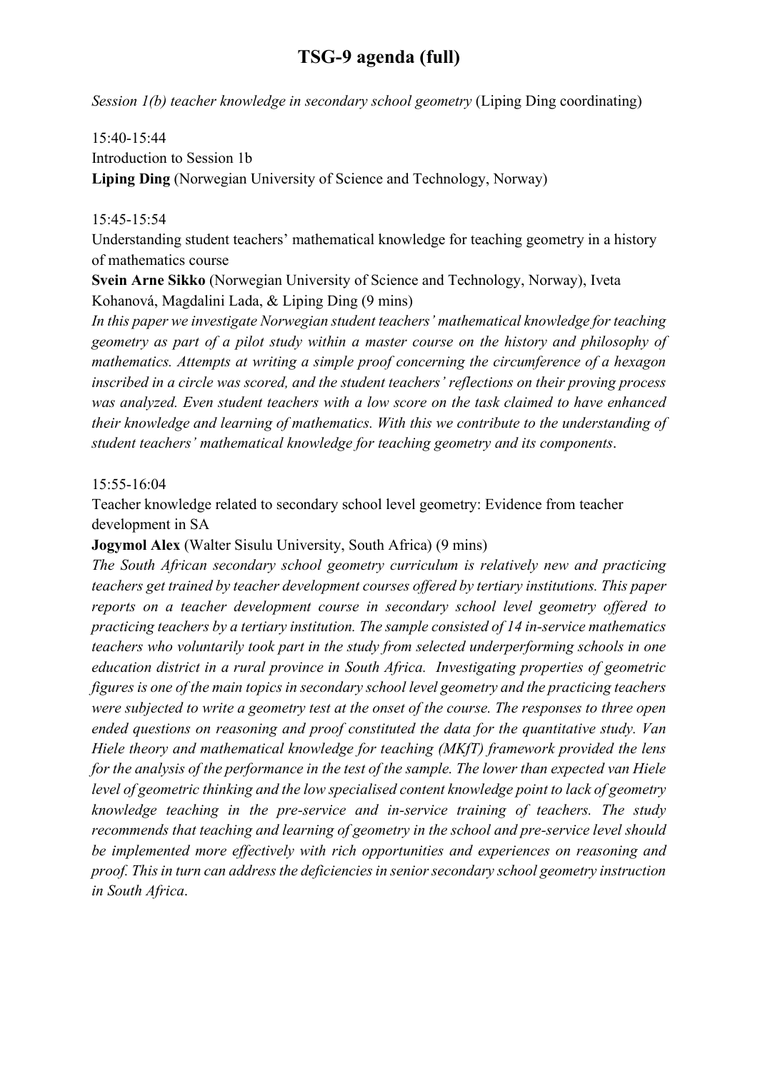# TSG-9 agenda (full)

*Session 1(b) teacher knowledge in secondary school geometry* (Liping Ding coordinating)

15:40-15:44
Introduction to Session 1b
**Liping Ding** (Norwegian University of Science and Technology, Norway)

15:45-15:54
Understanding student teachers' mathematical knowledge for teaching geometry in a history of mathematics course
**Svein Arne Sikko** (Norwegian University of Science and Technology, Norway), Iveta Kohanová, Magdalini Lada, & Liping Ding (9 mins)
*In this paper we investigate Norwegian student teachers' mathematical knowledge for teaching geometry as part of a pilot study within a master course on the history and philosophy of mathematics. Attempts at writing a simple proof concerning the circumference of a hexagon inscribed in a circle was scored, and the student teachers' reflections on their proving process was analyzed. Even student teachers with a low score on the task claimed to have enhanced their knowledge and learning of mathematics. With this we contribute to the understanding of student teachers' mathematical knowledge for teaching geometry and its components*.

15:55-16:04
Teacher knowledge related to secondary school level geometry: Evidence from teacher development in SA
**Jogymol Alex** (Walter Sisulu University, South Africa) (9 mins)
*The South African secondary school geometry curriculum is relatively new and practicing teachers get trained by teacher development courses offered by tertiary institutions. This paper reports on a teacher development course in secondary school level geometry offered to practicing teachers by a tertiary institution. The sample consisted of 14 in-service mathematics teachers who voluntarily took part in the study from selected underperforming schools in one education district in a rural province in South Africa. Investigating properties of geometric figures is one of the main topics in secondary school level geometry and the practicing teachers were subjected to write a geometry test at the onset of the course. The responses to three open ended questions on reasoning and proof constituted the data for the quantitative study. Van Hiele theory and mathematical knowledge for teaching (MKfT) framework provided the lens for the analysis of the performance in the test of the sample. The lower than expected van Hiele level of geometric thinking and the low specialised content knowledge point to lack of geometry knowledge teaching in the pre-service and in-service training of teachers. The study recommends that teaching and learning of geometry in the school and pre-service level should be implemented more effectively with rich opportunities and experiences on reasoning and proof. This in turn can address the deficiencies in senior secondary school geometry instruction in South Africa*.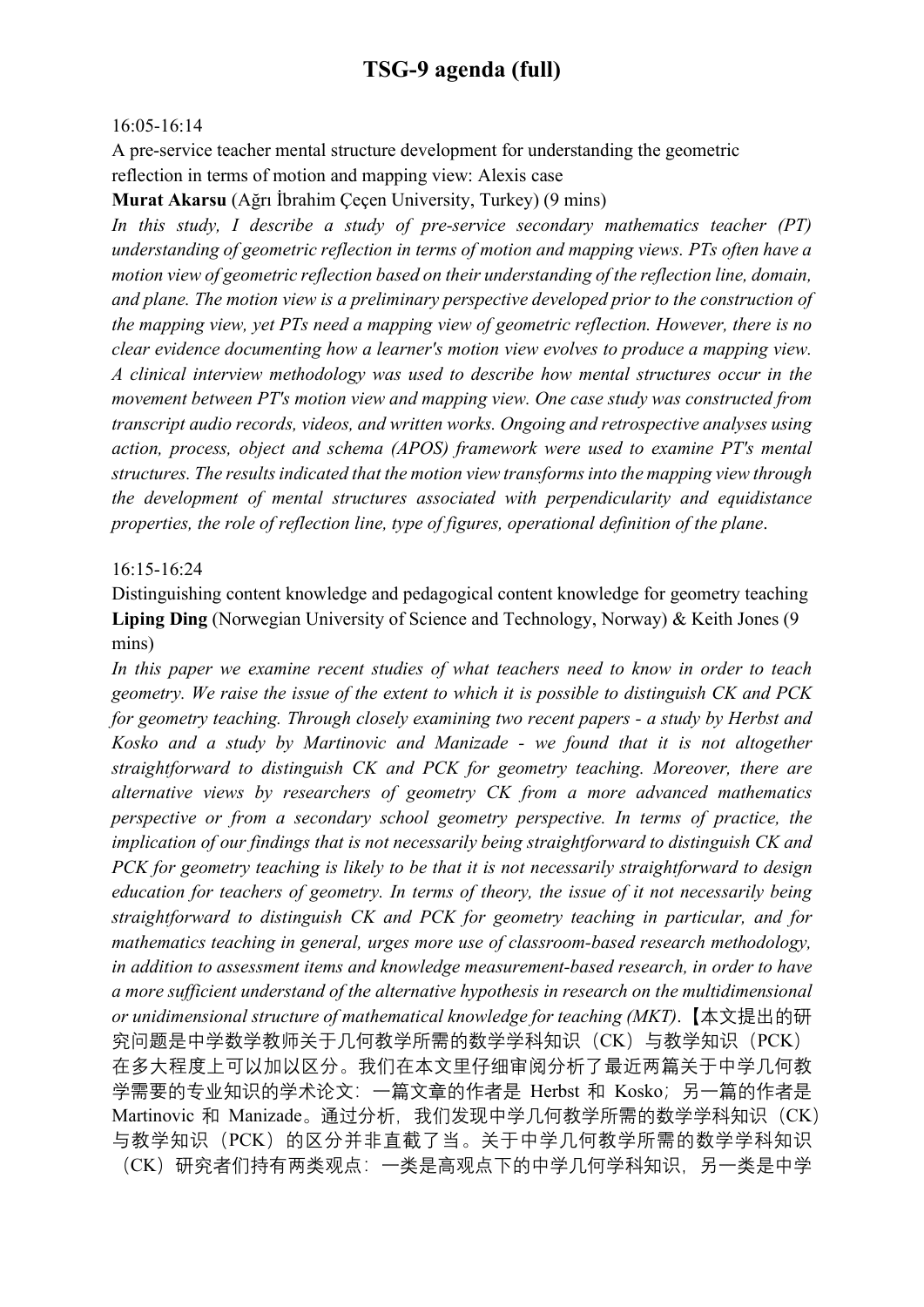# TSG-9 agenda (full)

16:05-16:14

A pre-service teacher mental structure development for understanding the geometric reflection in terms of motion and mapping view: Alexis case

**Murat Akarsu** (Ağrı İbrahim Çeçen University, Turkey) (9 mins)

*In this study, I describe a study of pre-service secondary mathematics teacher (PT) understanding of geometric reflection in terms of motion and mapping views. PTs often have a motion view of geometric reflection based on their understanding of the reflection line, domain, and plane. The motion view is a preliminary perspective developed prior to the construction of the mapping view, yet PTs need a mapping view of geometric reflection. However, there is no clear evidence documenting how a learner's motion view evolves to produce a mapping view. A clinical interview methodology was used to describe how mental structures occur in the movement between PT's motion view and mapping view. One case study was constructed from transcript audio records, videos, and written works. Ongoing and retrospective analyses using action, process, object and schema (APOS) framework were used to examine PT's mental structures. The results indicated that the motion view transforms into the mapping view through the development of mental structures associated with perpendicularity and equidistance properties, the role of reflection line, type of figures, operational definition of the plane*.

16:15-16:24

Distinguishing content knowledge and pedagogical content knowledge for geometry teaching

**Liping Ding** (Norwegian University of Science and Technology, Norway) & Keith Jones (9 mins)

*In this paper we examine recent studies of what teachers need to know in order to teach geometry. We raise the issue of the extent to which it is possible to distinguish CK and PCK for geometry teaching. Through closely examining two recent papers - a study by Herbst and Kosko and a study by Martinovic and Manizade - we found that it is not altogether straightforward to distinguish CK and PCK for geometry teaching. Moreover, there are alternative views by researchers of geometry CK from a more advanced mathematics perspective or from a secondary school geometry perspective. In terms of practice, the implication of our findings that is not necessarily being straightforward to distinguish CK and PCK for geometry teaching is likely to be that it is not necessarily straightforward to design education for teachers of geometry. In terms of theory, the issue of it not necessarily being straightforward to distinguish CK and PCK for geometry teaching in particular, and for mathematics teaching in general, urges more use of classroom-based research methodology, in addition to assessment items and knowledge measurement-based research, in order to have a more sufficient understand of the alternative hypothesis in research on the multidimensional or unidimensional structure of mathematical knowledge for teaching (MKT)*.【本文提出的研究问题是中学数学教师关于几何教学所需的数学学科知识（CK）与教学知识（PCK）在多大程度上可以加以区分。我们在本文里仔细审阅分析了最近两篇关于中学几何教学需要的专业知识的学术论文：一篇文章的作者是 Herbst 和 Kosko；另一篇的作者是 Martinovic 和 Manizade。通过分析，我们发现中学几何教学所需的数学学科知识（CK）与教学知识（PCK）的区分并非直截了当。关于中学几何教学所需的数学学科知识（CK）研究者们持有两类观点：一类是高观点下的中学几何学科知识，另一类是中学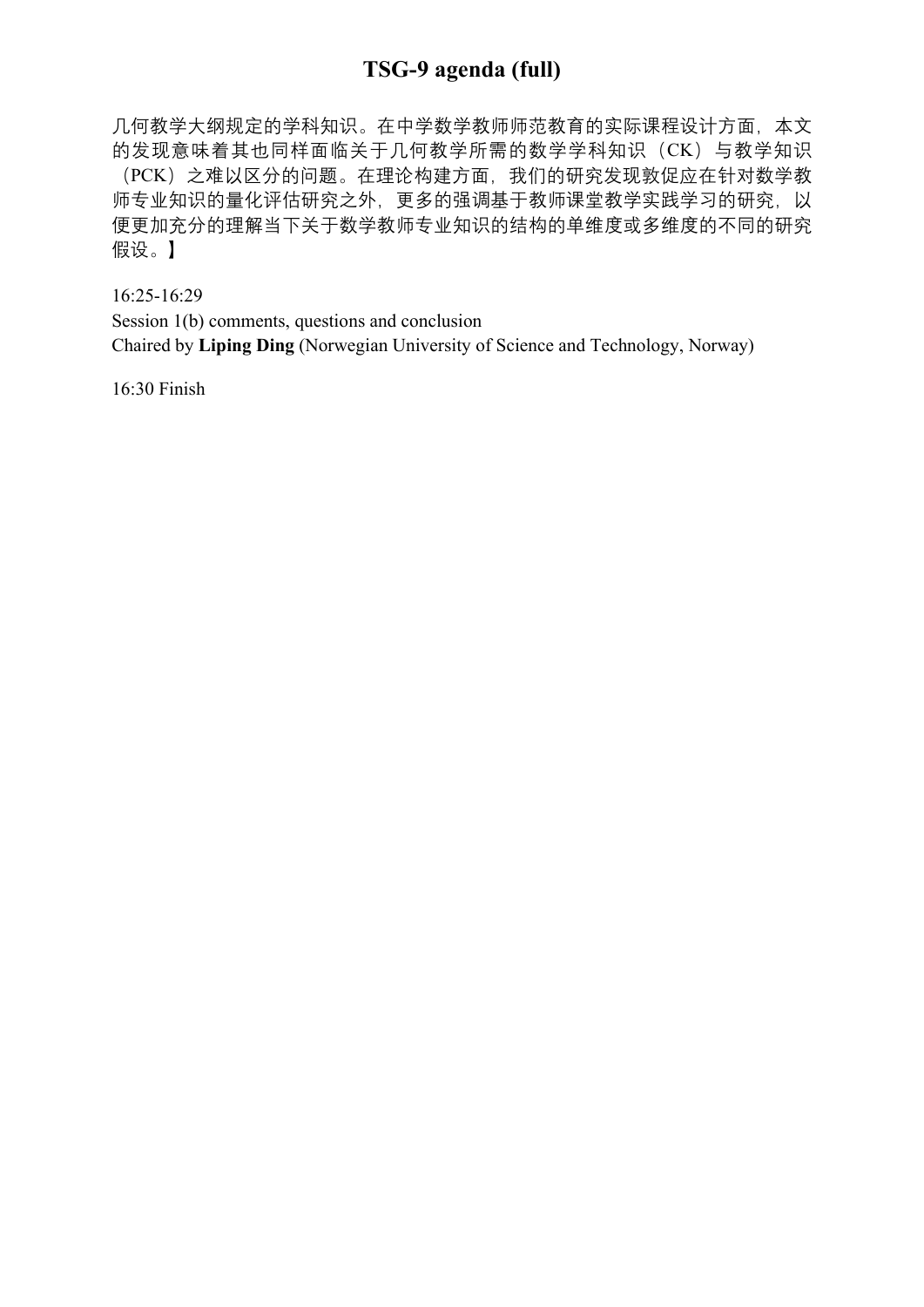几何教学大纲规定的学科知识。在中学数学教师师范教育的实际课程设计方面，本文的发现意味着其也同样面临关于几何教学所需的数学学科知识（CK）与教学知识（PCK）之难以区分的问题。在理论构建方面，我们的研究发现敦促应在针对数学教师专业知识的量化评估研究之外，更多的强调基于教师课堂教学实践学习的研究，以便更加充分的理解当下关于数学教师专业知识的结构的单维度或多维度的不同的研究假设。】

16:25-16:29
Session 1(b) comments, questions and conclusion
Chaired by **Liping Ding** (Norwegian University of Science and Technology, Norway)

16:30 Finish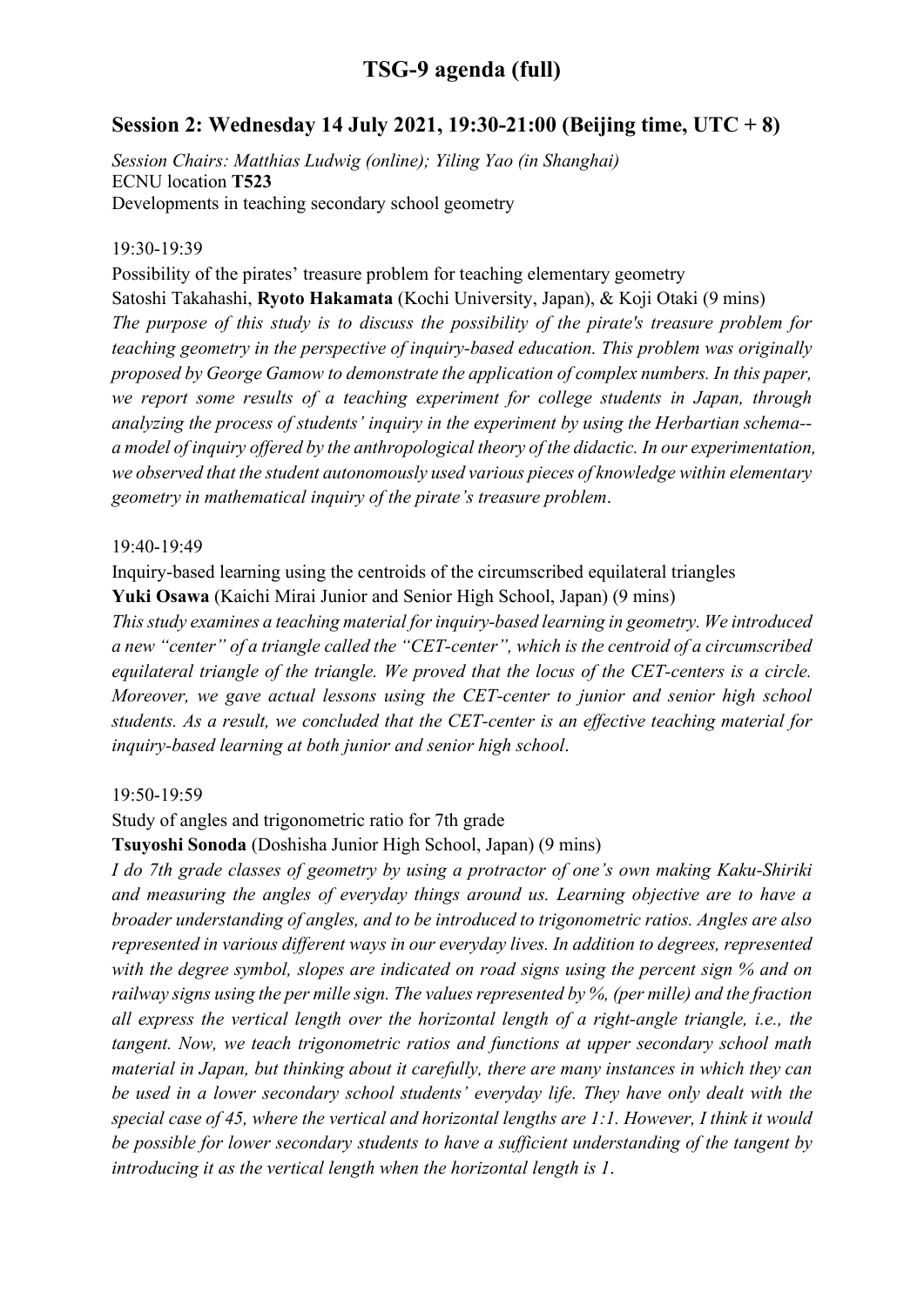# TSG-9 agenda (full)

## Session 2: Wednesday 14 July 2021, 19:30-21:00 (Beijing time, UTC + 8)

*Session Chairs: Matthias Ludwig (online); Yiling Yao (in Shanghai)*
ECNU location **T523**
Developments in teaching secondary school geometry

19:30-19:39

Possibility of the pirates' treasure problem for teaching elementary geometry
Satoshi Takahashi, **Ryoto Hakamata** (Kochi University, Japan), & Koji Otaki (9 mins)
*The purpose of this study is to discuss the possibility of the pirate's treasure problem for teaching geometry in the perspective of inquiry-based education. This problem was originally proposed by George Gamow to demonstrate the application of complex numbers. In this paper, we report some results of a teaching experiment for college students in Japan, through analyzing the process of students' inquiry in the experiment by using the Herbartian schema--a model of inquiry offered by the anthropological theory of the didactic. In our experimentation, we observed that the student autonomously used various pieces of knowledge within elementary geometry in mathematical inquiry of the pirate's treasure problem*.

19:40-19:49

Inquiry-based learning using the centroids of the circumscribed equilateral triangles
**Yuki Osawa** (Kaichi Mirai Junior and Senior High School, Japan) (9 mins)
*This study examines a teaching material for inquiry-based learning in geometry. We introduced a new "center" of a triangle called the "CET-center", which is the centroid of a circumscribed equilateral triangle of the triangle. We proved that the locus of the CET-centers is a circle. Moreover, we gave actual lessons using the CET-center to junior and senior high school students. As a result, we concluded that the CET-center is an effective teaching material for inquiry-based learning at both junior and senior high school*.

19:50-19:59

Study of angles and trigonometric ratio for 7th grade
**Tsuyoshi Sonoda** (Doshisha Junior High School, Japan) (9 mins)
*I do 7th grade classes of geometry by using a protractor of one's own making Kaku-Shiriki and measuring the angles of everyday things around us. Learning objective are to have a broader understanding of angles, and to be introduced to trigonometric ratios. Angles are also represented in various different ways in our everyday lives. In addition to degrees, represented with the degree symbol, slopes are indicated on road signs using the percent sign % and on railway signs using the per mille sign. The values represented by %, (per mille) and the fraction all express the vertical length over the horizontal length of a right-angle triangle, i.e., the tangent. Now, we teach trigonometric ratios and functions at upper secondary school math material in Japan, but thinking about it carefully, there are many instances in which they can be used in a lower secondary school students' everyday life. They have only dealt with the special case of 45, where the vertical and horizontal lengths are 1:1. However, I think it would be possible for lower secondary students to have a sufficient understanding of the tangent by introducing it as the vertical length when the horizontal length is 1*.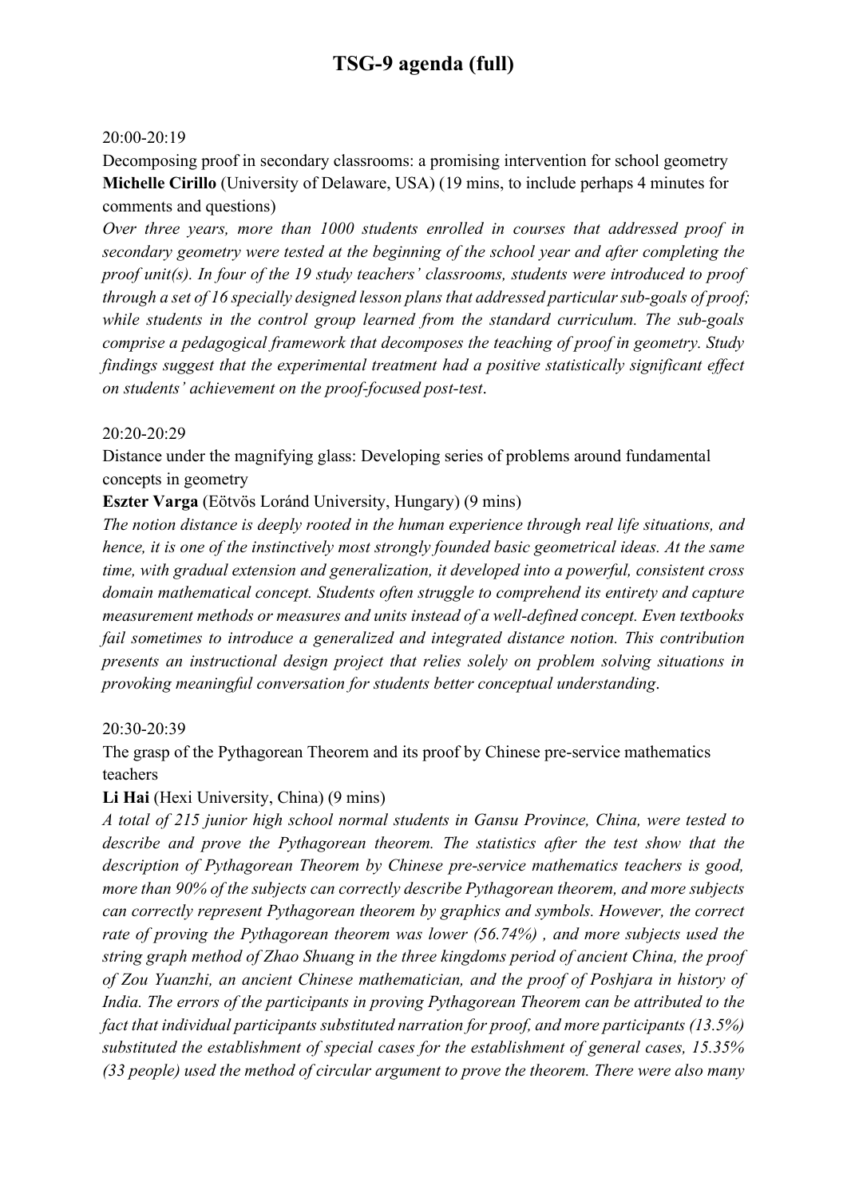# TSG-9 agenda (full)

20:00-20:19

Decomposing proof in secondary classrooms: a promising intervention for school geometry
**Michelle Cirillo** (University of Delaware, USA) (19 mins, to include perhaps 4 minutes for comments and questions)

*Over three years, more than 1000 students enrolled in courses that addressed proof in secondary geometry were tested at the beginning of the school year and after completing the proof unit(s). In four of the 19 study teachers' classrooms, students were introduced to proof through a set of 16 specially designed lesson plans that addressed particular sub-goals of proof; while students in the control group learned from the standard curriculum. The sub-goals comprise a pedagogical framework that decomposes the teaching of proof in geometry. Study findings suggest that the experimental treatment had a positive statistically significant effect on students' achievement on the proof-focused post-test*.

20:20-20:29

Distance under the magnifying glass: Developing series of problems around fundamental concepts in geometry

**Eszter Varga** (Eötvös Loránd University, Hungary) (9 mins)

*The notion distance is deeply rooted in the human experience through real life situations, and hence, it is one of the instinctively most strongly founded basic geometrical ideas. At the same time, with gradual extension and generalization, it developed into a powerful, consistent cross domain mathematical concept. Students often struggle to comprehend its entirety and capture measurement methods or measures and units instead of a well-defined concept. Even textbooks fail sometimes to introduce a generalized and integrated distance notion. This contribution presents an instructional design project that relies solely on problem solving situations in provoking meaningful conversation for students better conceptual understanding*.

20:30-20:39

The grasp of the Pythagorean Theorem and its proof by Chinese pre-service mathematics teachers

**Li Hai** (Hexi University, China) (9 mins)

*A total of 215 junior high school normal students in Gansu Province, China, were tested to describe and prove the Pythagorean theorem. The statistics after the test show that the description of Pythagorean Theorem by Chinese pre-service mathematics teachers is good, more than 90% of the subjects can correctly describe Pythagorean theorem, and more subjects can correctly represent Pythagorean theorem by graphics and symbols. However, the correct rate of proving the Pythagorean theorem was lower (56.74%) , and more subjects used the string graph method of Zhao Shuang in the three kingdoms period of ancient China, the proof of Zou Yuanzhi, an ancient Chinese mathematician, and the proof of Poshjara in history of India. The errors of the participants in proving Pythagorean Theorem can be attributed to the fact that individual participants substituted narration for proof, and more participants (13.5%) substituted the establishment of special cases for the establishment of general cases, 15.35% (33 people) used the method of circular argument to prove the theorem. There were also many*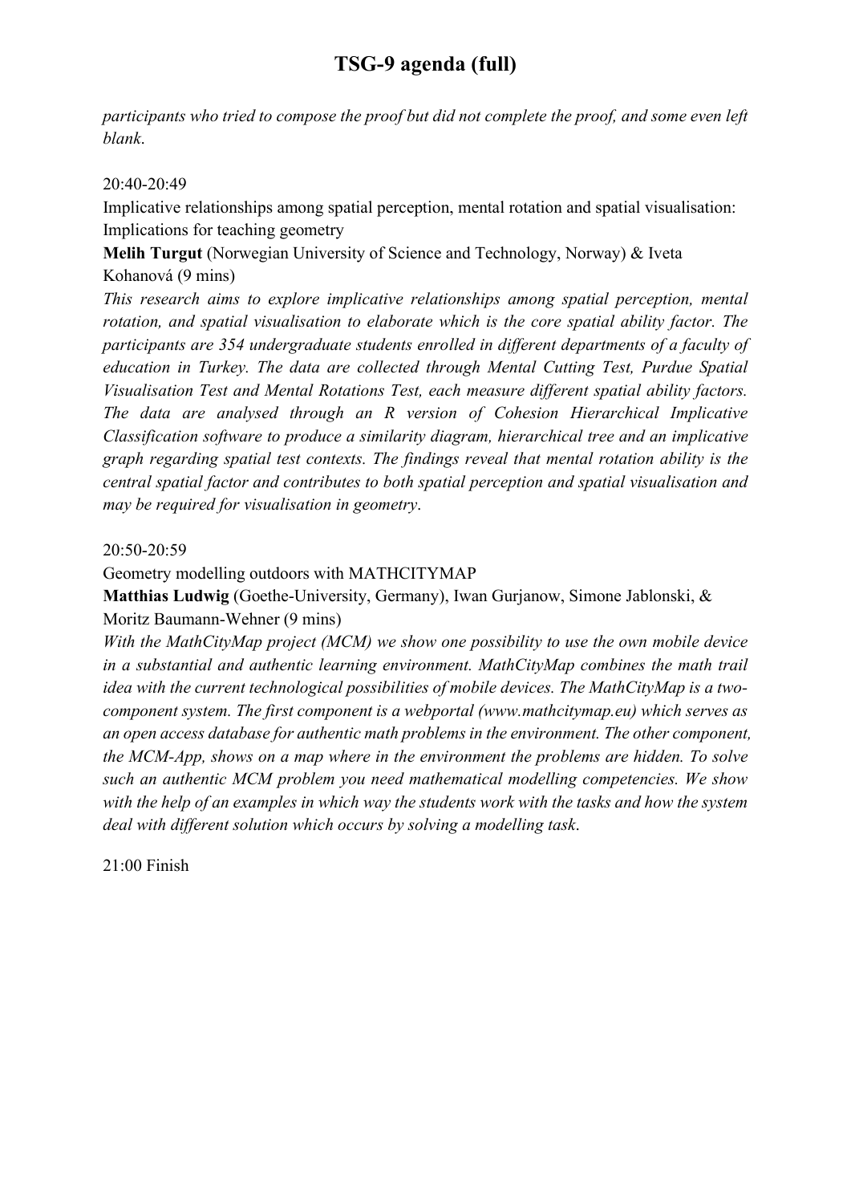*participants who tried to compose the proof but did not complete the proof, and some even left blank*.

20:40-20:49

Implicative relationships among spatial perception, mental rotation and spatial visualisation: Implications for teaching geometry

**Melih Turgut** (Norwegian University of Science and Technology, Norway) & Iveta Kohanová (9 mins)

*This research aims to explore implicative relationships among spatial perception, mental rotation, and spatial visualisation to elaborate which is the core spatial ability factor. The participants are 354 undergraduate students enrolled in different departments of a faculty of education in Turkey. The data are collected through Mental Cutting Test, Purdue Spatial Visualisation Test and Mental Rotations Test, each measure different spatial ability factors. The data are analysed through an R version of Cohesion Hierarchical Implicative Classification software to produce a similarity diagram, hierarchical tree and an implicative graph regarding spatial test contexts. The findings reveal that mental rotation ability is the central spatial factor and contributes to both spatial perception and spatial visualisation and may be required for visualisation in geometry*.

20:50-20:59

Geometry modelling outdoors with MATHCITYMAP

**Matthias Ludwig** (Goethe-University, Germany), Iwan Gurjanow, Simone Jablonski, & Moritz Baumann-Wehner (9 mins)

*With the MathCityMap project (MCM) we show one possibility to use the own mobile device in a substantial and authentic learning environment. MathCityMap combines the math trail idea with the current technological possibilities of mobile devices. The MathCityMap is a two-component system. The first component is a webportal (www.mathcitymap.eu) which serves as an open access database for authentic math problems in the environment. The other component, the MCM-App, shows on a map where in the environment the problems are hidden. To solve such an authentic MCM problem you need mathematical modelling competencies. We show with the help of an examples in which way the students work with the tasks and how the system deal with different solution which occurs by solving a modelling task*.

21:00 Finish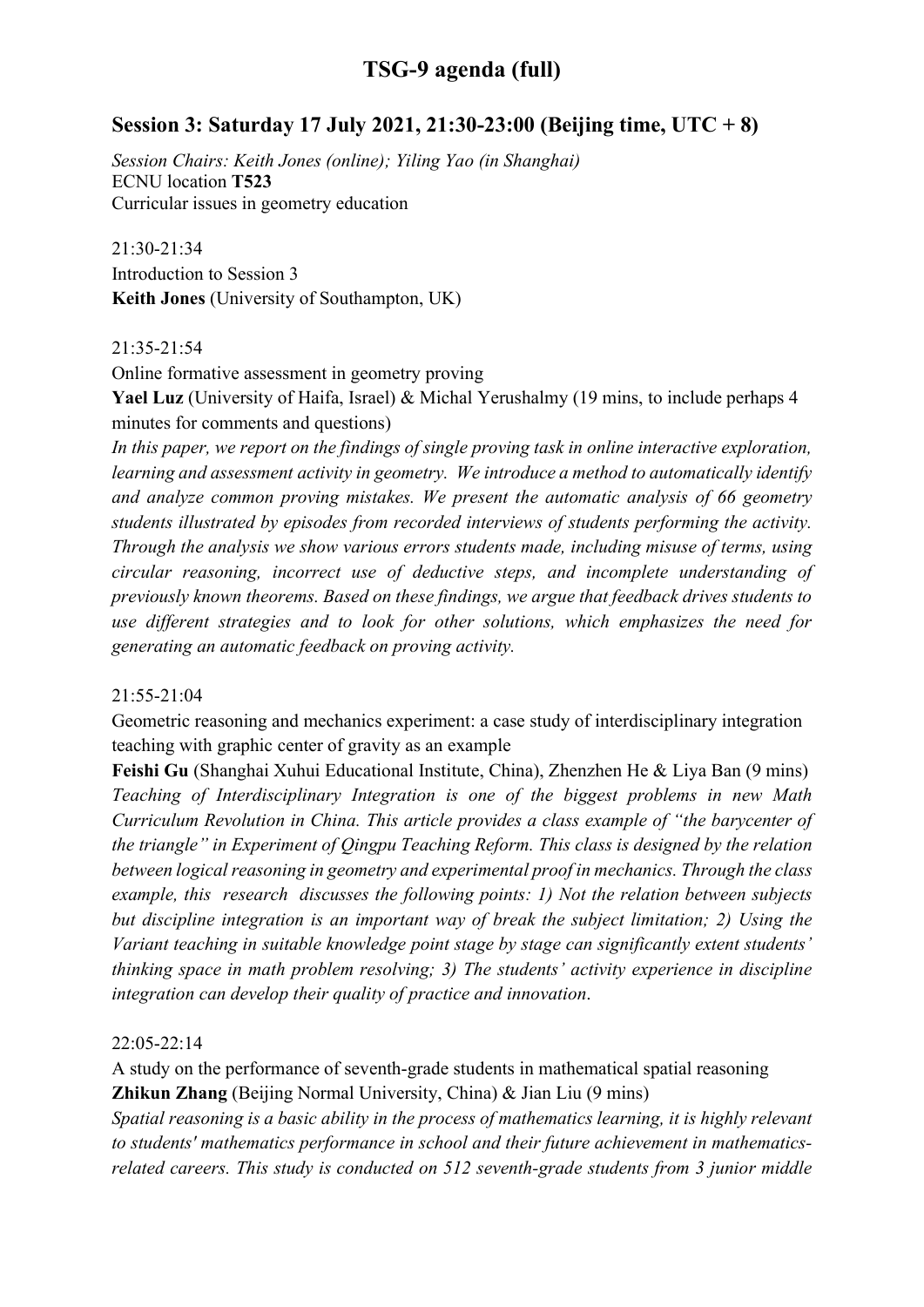# TSG-9 agenda (full)

## Session 3: Saturday 17 July 2021, 21:30-23:00 (Beijing time, UTC + 8)

*Session Chairs: Keith Jones (online); Yiling Yao (in Shanghai)*
ECNU location **T523**
Curricular issues in geometry education

21:30-21:34
Introduction to Session 3
**Keith Jones** (University of Southampton, UK)

21:35-21:54
Online formative assessment in geometry proving
**Yael Luz** (University of Haifa, Israel) & Michal Yerushalmy (19 mins, to include perhaps 4 minutes for comments and questions)
*In this paper, we report on the findings of single proving task in online interactive exploration, learning and assessment activity in geometry. We introduce a method to automatically identify and analyze common proving mistakes. We present the automatic analysis of 66 geometry students illustrated by episodes from recorded interviews of students performing the activity. Through the analysis we show various errors students made, including misuse of terms, using circular reasoning, incorrect use of deductive steps, and incomplete understanding of previously known theorems. Based on these findings, we argue that feedback drives students to use different strategies and to look for other solutions, which emphasizes the need for generating an automatic feedback on proving activity.*

21:55-21:04
Geometric reasoning and mechanics experiment: a case study of interdisciplinary integration teaching with graphic center of gravity as an example
**Feishi Gu** (Shanghai Xuhui Educational Institute, China), Zhenzhen He & Liya Ban (9 mins)
*Teaching of Interdisciplinary Integration is one of the biggest problems in new Math Curriculum Revolution in China. This article provides a class example of "the barycenter of the triangle" in Experiment of Qingpu Teaching Reform. This class is designed by the relation between logical reasoning in geometry and experimental proof in mechanics. Through the class example, this research discusses the following points: 1) Not the relation between subjects but discipline integration is an important way of break the subject limitation; 2) Using the Variant teaching in suitable knowledge point stage by stage can significantly extent students' thinking space in math problem resolving; 3) The students' activity experience in discipline integration can develop their quality of practice and innovation.*

22:05-22:14
A study on the performance of seventh-grade students in mathematical spatial reasoning
**Zhikun Zhang** (Beijing Normal University, China) & Jian Liu (9 mins)
*Spatial reasoning is a basic ability in the process of mathematics learning, it is highly relevant to students' mathematics performance in school and their future achievement in mathematics-related careers. This study is conducted on 512 seventh-grade students from 3 junior middle*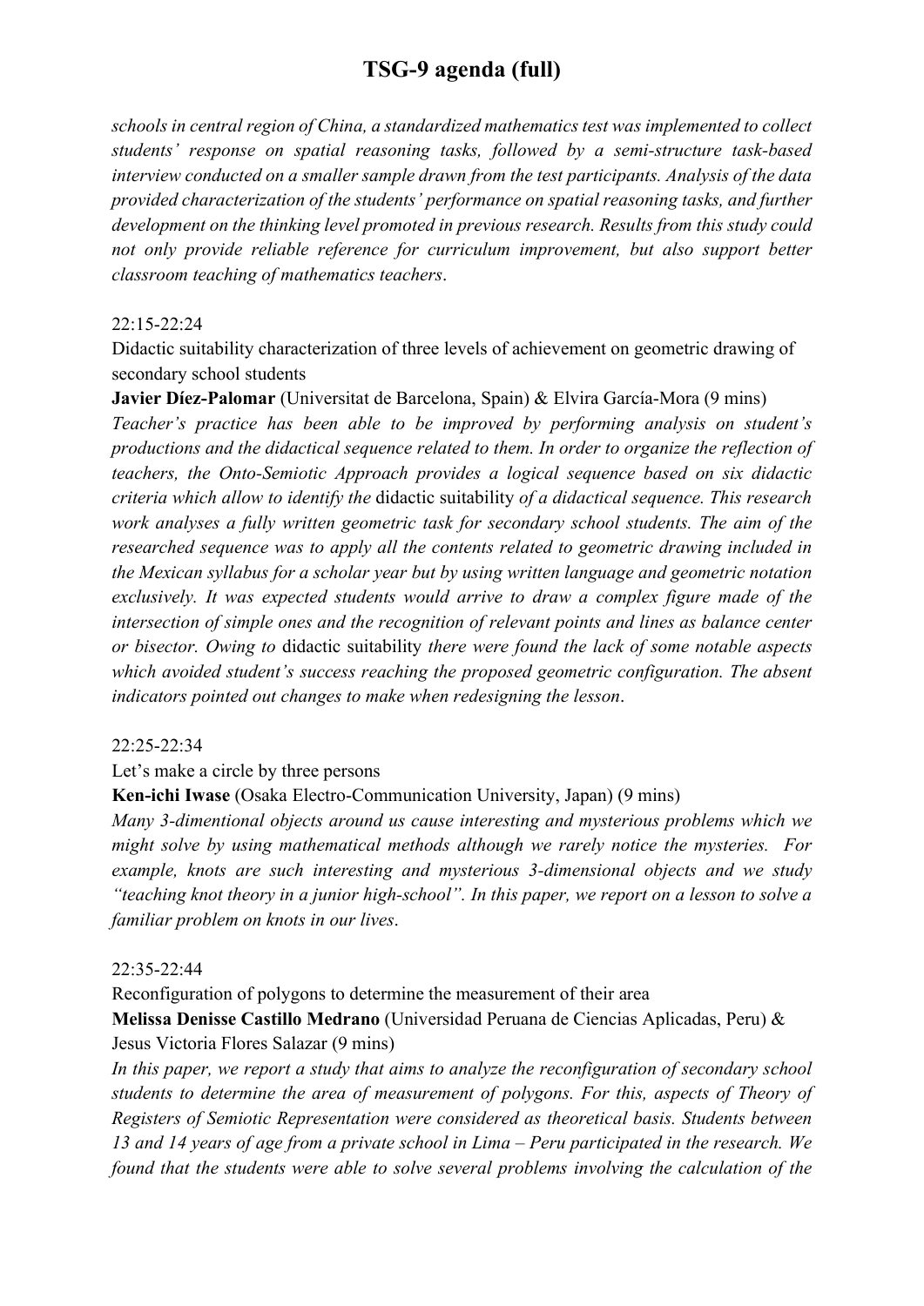*schools in central region of China, a standardized mathematics test was implemented to collect students' response on spatial reasoning tasks, followed by a semi-structure task-based interview conducted on a smaller sample drawn from the test participants. Analysis of the data provided characterization of the students' performance on spatial reasoning tasks, and further development on the thinking level promoted in previous research. Results from this study could not only provide reliable reference for curriculum improvement, but also support better classroom teaching of mathematics teachers*.

22:15-22:24

Didactic suitability characterization of three levels of achievement on geometric drawing of secondary school students

**Javier Díez-Palomar** (Universitat de Barcelona, Spain) & Elvira García-Mora (9 mins)

*Teacher's practice has been able to be improved by performing analysis on student's productions and the didactical sequence related to them. In order to organize the reflection of teachers, the Onto-Semiotic Approach provides a logical sequence based on six didactic criteria which allow to identify the* didactic suitability *of a didactical sequence. This research work analyses a fully written geometric task for secondary school students. The aim of the researched sequence was to apply all the contents related to geometric drawing included in the Mexican syllabus for a scholar year but by using written language and geometric notation exclusively. It was expected students would arrive to draw a complex figure made of the intersection of simple ones and the recognition of relevant points and lines as balance center or bisector. Owing to* didactic suitability *there were found the lack of some notable aspects which avoided student's success reaching the proposed geometric configuration. The absent indicators pointed out changes to make when redesigning the lesson*.

22:25-22:34

Let's make a circle by three persons

**Ken-ichi Iwase** (Osaka Electro-Communication University, Japan) (9 mins)

*Many 3-dimentional objects around us cause interesting and mysterious problems which we might solve by using mathematical methods although we rarely notice the mysteries. For example, knots are such interesting and mysterious 3-dimensional objects and we study "teaching knot theory in a junior high-school". In this paper, we report on a lesson to solve a familiar problem on knots in our lives*.

22:35-22:44

Reconfiguration of polygons to determine the measurement of their area

**Melissa Denisse Castillo Medrano** (Universidad Peruana de Ciencias Aplicadas, Peru) & Jesus Victoria Flores Salazar (9 mins)

*In this paper, we report a study that aims to analyze the reconfiguration of secondary school students to determine the area of measurement of polygons. For this, aspects of Theory of Registers of Semiotic Representation were considered as theoretical basis. Students between 13 and 14 years of age from a private school in Lima – Peru participated in the research. We found that the students were able to solve several problems involving the calculation of the*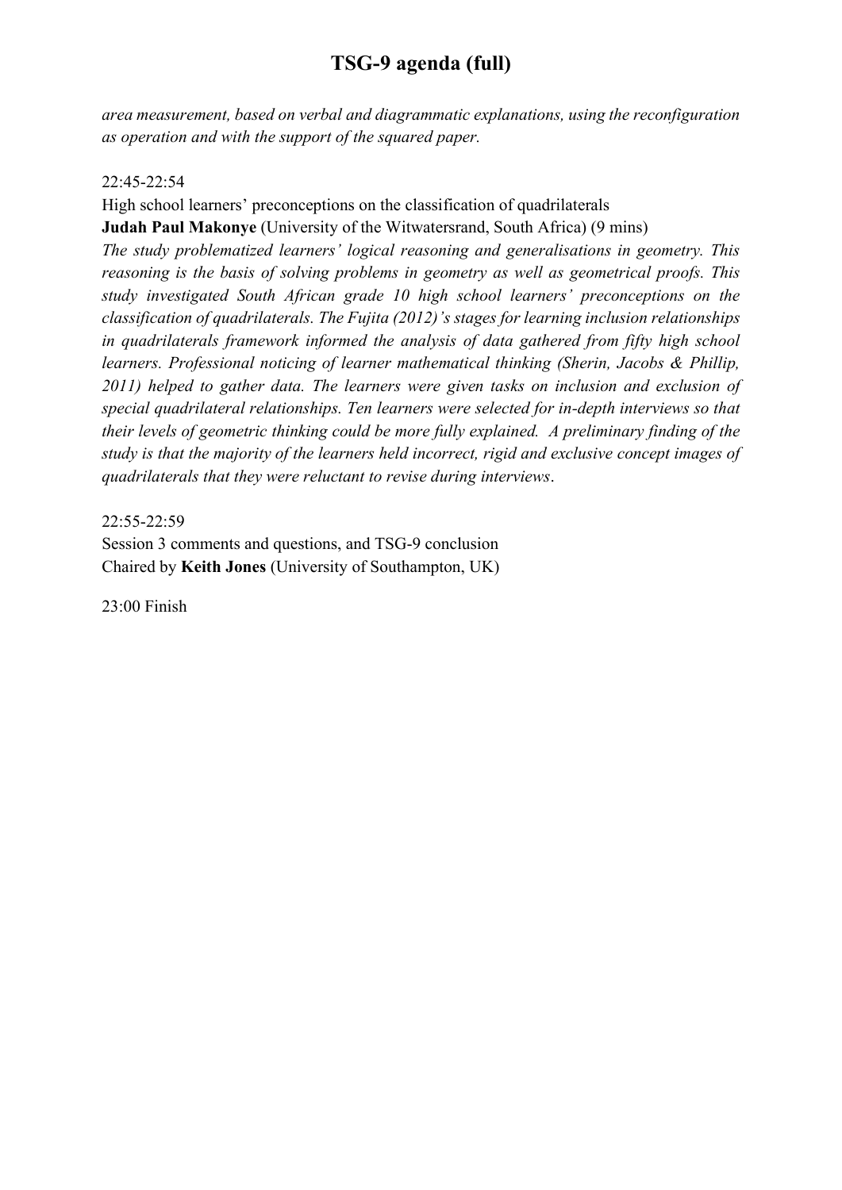*area measurement, based on verbal and diagrammatic explanations, using the reconfiguration as operation and with the support of the squared paper.*

22:45-22:54

High school learners' preconceptions on the classification of quadrilaterals

**Judah Paul Makonye** (University of the Witwatersrand, South Africa) (9 mins)

*The study problematized learners' logical reasoning and generalisations in geometry. This reasoning is the basis of solving problems in geometry as well as geometrical proofs. This study investigated South African grade 10 high school learners' preconceptions on the classification of quadrilaterals. The Fujita (2012)'s stages for learning inclusion relationships in quadrilaterals framework informed the analysis of data gathered from fifty high school learners. Professional noticing of learner mathematical thinking (Sherin, Jacobs & Phillip, 2011) helped to gather data. The learners were given tasks on inclusion and exclusion of special quadrilateral relationships. Ten learners were selected for in-depth interviews so that their levels of geometric thinking could be more fully explained. A preliminary finding of the study is that the majority of the learners held incorrect, rigid and exclusive concept images of quadrilaterals that they were reluctant to revise during interviews*.

22:55-22:59

Session 3 comments and questions, and TSG-9 conclusion

Chaired by **Keith Jones** (University of Southampton, UK)

23:00 Finish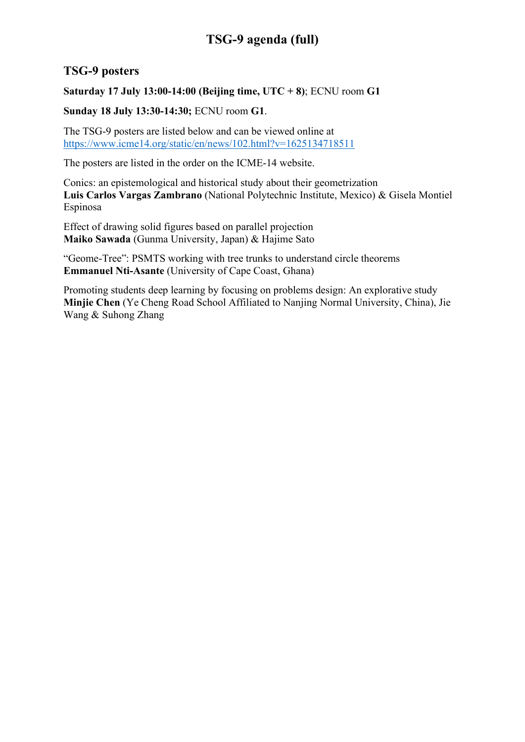# TSG-9 agenda (full)

## TSG-9 posters

**Saturday 17 July 13:00-14:00 (Beijing time, UTC + 8)**; ECNU room **G1**

**Sunday 18 July 13:30-14:30;** ECNU room **G1**.

The TSG-9 posters are listed below and can be viewed online at https://www.icme14.org/static/en/news/102.html?v=1625134718511

The posters are listed in the order on the ICME-14 website.

Conics: an epistemological and historical study about their geometrization
**Luis Carlos Vargas Zambrano** (National Polytechnic Institute, Mexico) & Gisela Montiel Espinosa

Effect of drawing solid figures based on parallel projection
**Maiko Sawada** (Gunma University, Japan) & Hajime Sato

"Geome-Tree": PSMTS working with tree trunks to understand circle theorems
**Emmanuel Nti-Asante** (University of Cape Coast, Ghana)

Promoting students deep learning by focusing on problems design: An explorative study
**Minjie Chen** (Ye Cheng Road School Affiliated to Nanjing Normal University, China), Jie Wang & Suhong Zhang